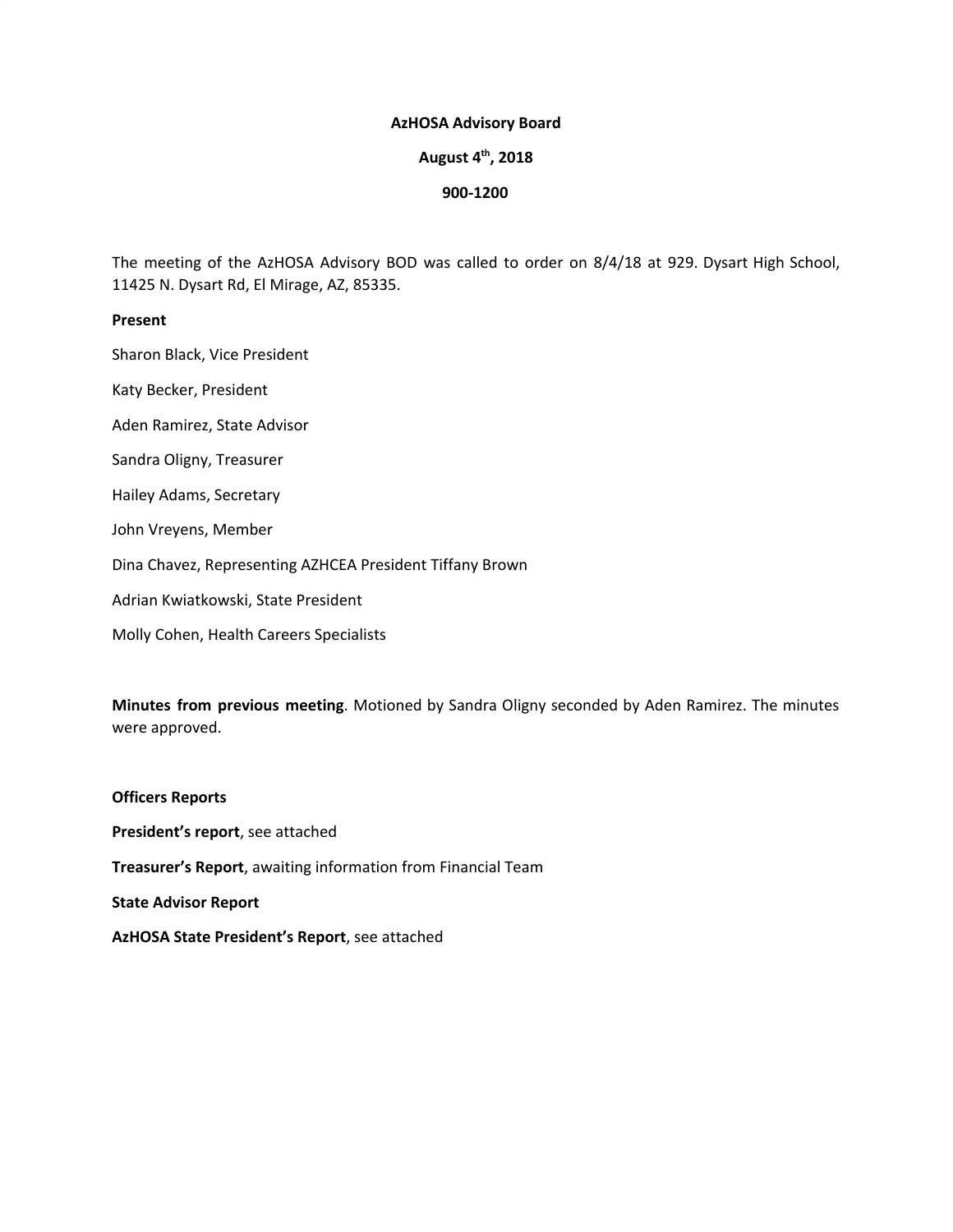**AzHOSA Advisory Board**

**August 4th, 2018**

**900-1200**

The meeting of the AzHOSA Advisory BOD was called to order on 8/4/18 at 929. Dysart High School, 11425 N. Dysart Rd, El Mirage, AZ, 85335.

**Present**

Sharon Black, Vice President

Katy Becker, President

Aden Ramirez, State Advisor

Sandra Oligny, Treasurer

Hailey Adams, Secretary

John Vreyens, Member

Dina Chavez, Representing AZHCEA President Tiffany Brown

Adrian Kwiatkowski, State President

Molly Cohen, Health Careers Specialists

**Minutes from previous meeting**. Motioned by Sandra Oligny seconded by Aden Ramirez. The minutes were approved.

**Officers Reports**

**President's report**, see attached

**Treasurer's Report**, awaiting information from Financial Team

**State Advisor Report**

**AzHOSA State President's Report**, see attached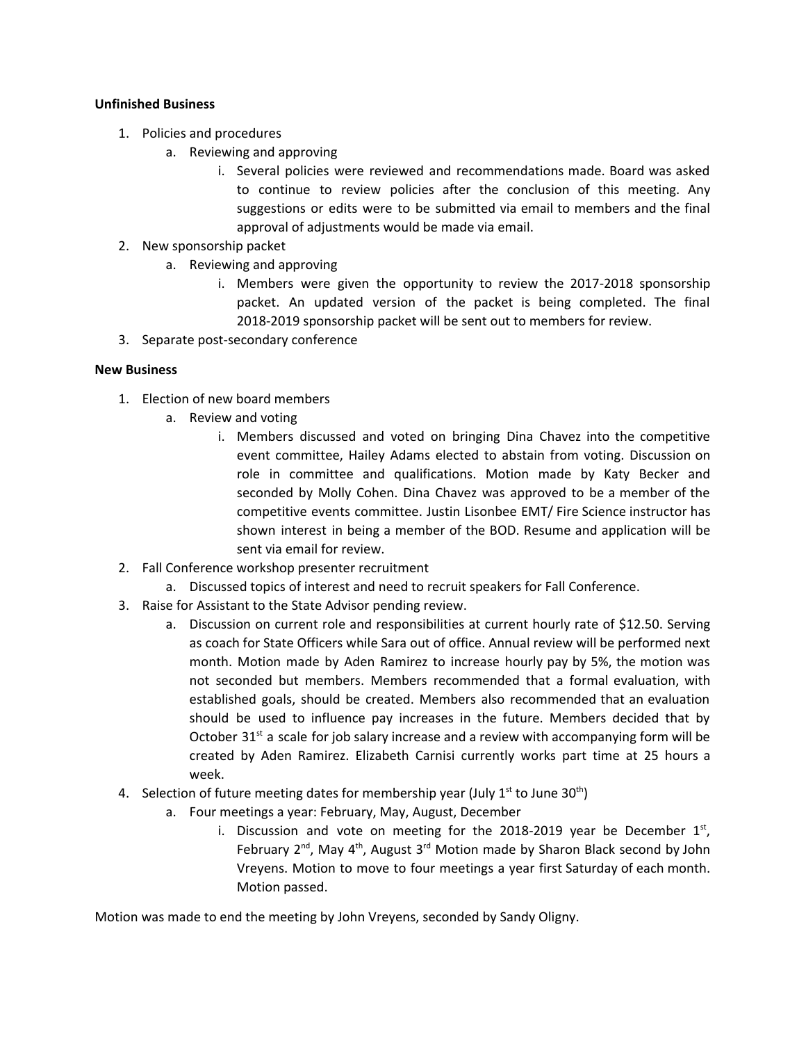**Unfinished Business**

1. Policies and procedures
    a. Reviewing and approving
        i. Several policies were reviewed and recommendations made. Board was asked to continue to review policies after the conclusion of this meeting. Any suggestions or edits were to be submitted via email to members and the final approval of adjustments would be made via email.
2. New sponsorship packet
    a. Reviewing and approving
        i. Members were given the opportunity to review the 2017-2018 sponsorship packet. An updated version of the packet is being completed. The final 2018-2019 sponsorship packet will be sent out to members for review.
3. Separate post-secondary conference

**New Business**

1. Election of new board members
    a. Review and voting
        i. Members discussed and voted on bringing Dina Chavez into the competitive event committee, Hailey Adams elected to abstain from voting. Discussion on role in committee and qualifications. Motion made by Katy Becker and seconded by Molly Cohen. Dina Chavez was approved to be a member of the competitive events committee. Justin Lisonbee EMT/ Fire Science instructor has shown interest in being a member of the BOD. Resume and application will be sent via email for review.
2. Fall Conference workshop presenter recruitment
    a. Discussed topics of interest and need to recruit speakers for Fall Conference.
3. Raise for Assistant to the State Advisor pending review.
    a. Discussion on current role and responsibilities at current hourly rate of $12.50. Serving as coach for State Officers while Sara out of office. Annual review will be performed next month. Motion made by Aden Ramirez to increase hourly pay by 5%, the motion was not seconded but members. Members recommended that a formal evaluation, with established goals, should be created. Members also recommended that an evaluation should be used to influence pay increases in the future. Members decided that by October 31st a scale for job salary increase and a review with accompanying form will be created by Aden Ramirez. Elizabeth Carnisi currently works part time at 25 hours a week.
4. Selection of future meeting dates for membership year (July 1st to June 30th)
    a. Four meetings a year: February, May, August, December
        i. Discussion and vote on meeting for the 2018-2019 year be December 1st, February 2nd, May 4th, August 3rd Motion made by Sharon Black second by John Vreyens. Motion to move to four meetings a year first Saturday of each month. Motion passed.

Motion was made to end the meeting by John Vreyens, seconded by Sandy Oligny.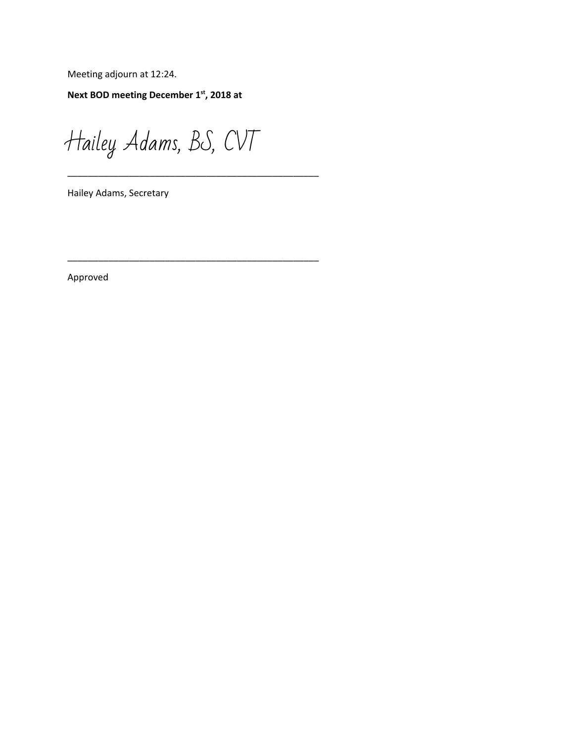Meeting adjourn at 12:24.

**Next BOD meeting December 1st, 2018 at**

Hailey Adams, BS, CVT

_______________________________________________

Hailey Adams, Secretary

_______________________________________________

Approved